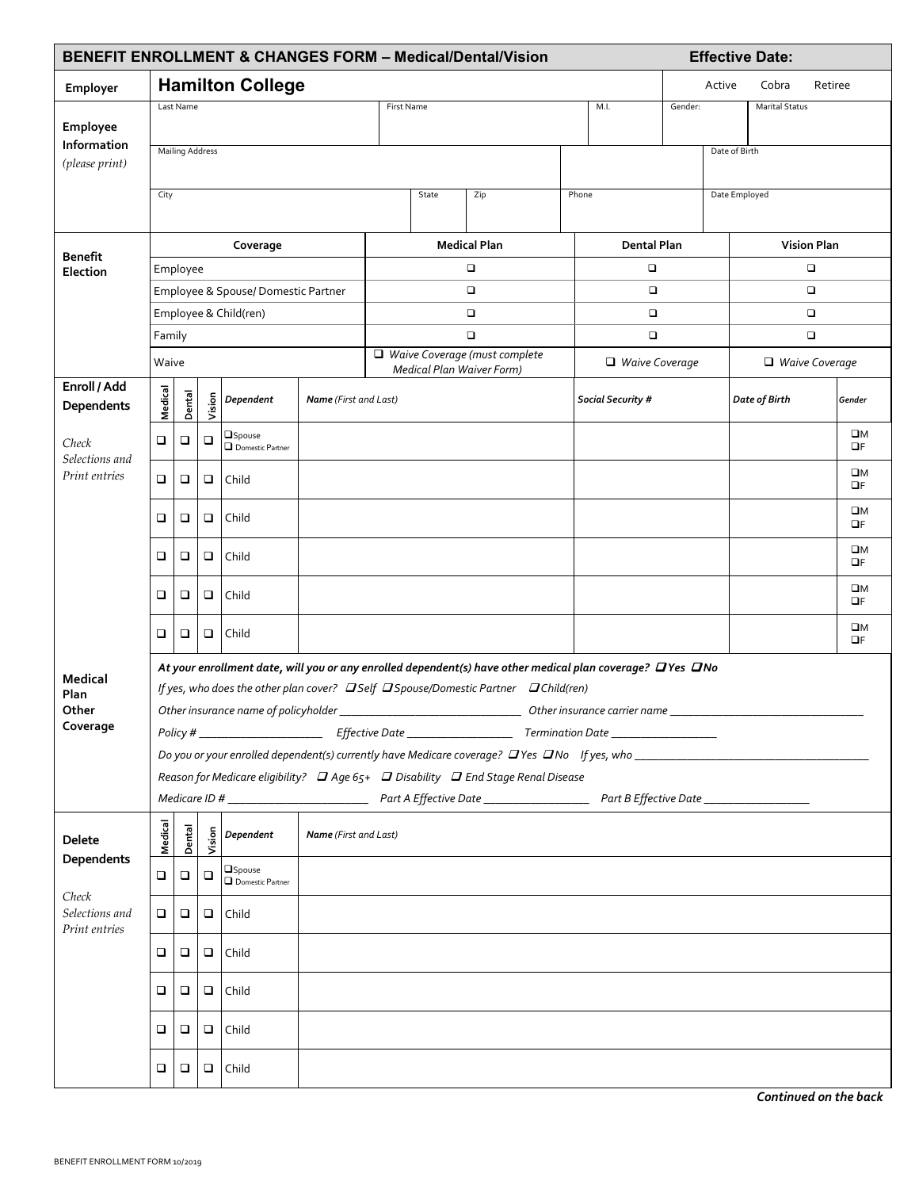# BENEFIT ENROLLMENT & CHANGES FORM – Medical/Dental/Vision

**Effective Date:**

| **Employer** | **Hamilton College** | | | | | Active Cobra Retiree |
|---|---|---|---|---|---|---|
| **Employee Information** *(please print)* | Last Name | First Name | M.I. | Gender: | Marital Status | |
| | Mailing Address | | | | Date of Birth | |
| | City | State | Zip | Phone | Date Employed | |

| **Benefit Election** | **Coverage** | **Medical Plan** | **Dental Plan** | **Vision Plan** |
|---|---|---|---|---|
| | Employee | ❑ | ❑ | ❑ |
| | Employee & Spouse/ Domestic Partner | ❑ | ❑ | ❑ |
| | Employee & Child(ren) | ❑ | ❑ | ❑ |
| | Family | ❑ | ❑ | ❑ |
| | Waive | ❑ *Waive Coverage (must complete Medical Plan Waiver Form)* | ❑ *Waive Coverage* | ❑ *Waive Coverage* |

**Enroll / Add Dependents**

*Check Selections and Print entries*

| Medical | Dental | Vision | *Dependent* | ***Name** (First and Last)* | ***Social Security #*** | ***Date of Birth*** | ***Gender*** |
|---|---|---|---|---|---|---|---|
| ❑ | ❑ | ❑ | ❑Spouse ❑ Domestic Partner | | | | ❑M ❑F |
| ❑ | ❑ | ❑ | Child | | | | ❑M ❑F |
| ❑ | ❑ | ❑ | Child | | | | ❑M ❑F |
| ❑ | ❑ | ❑ | Child | | | | ❑M ❑F |
| ❑ | ❑ | ❑ | Child | | | | ❑M ❑F |
| ❑ | ❑ | ❑ | Child | | | | ❑M ❑F |

**Medical Plan Other Coverage**

***At your enrollment date, will you or any enrolled dependent(s) have other medical plan coverage? ❑ Yes ❑ No***

*If yes, who does the other plan cover? ❑ Self ❑ Spouse/Domestic Partner ❑ Child(ren)*

*Other insurance name of policyholder _______________________________ Other insurance carrier name _________________________________*

*Policy # _____________________ Effective Date __________________ Termination Date __________________*

*Do you or your enrolled dependent(s) currently have Medicare coverage? ❑ Yes ❑ No If yes, who _______________________________________*

*Reason for Medicare eligibility? ❑ Age 65+ ❑ Disability ❑ End Stage Renal Disease*

*Medicare ID # ________________________ Part A Effective Date __________________ Part B Effective Date __________________*

**Delete Dependents**

*Check Selections and Print entries*

| Medical | Dental | Vision | *Dependent* | ***Name** (First and Last)* |
|---|---|---|---|---|
| ❑ | ❑ | ❑ | ❑Spouse ❑ Domestic Partner | |
| ❑ | ❑ | ❑ | Child | |
| ❑ | ❑ | ❑ | Child | |
| ❑ | ❑ | ❑ | Child | |
| ❑ | ❑ | ❑ | Child | |
| ❑ | ❑ | ❑ | Child | |

***Continued on the back***

BENEFIT ENROLLMENT FORM 10/2019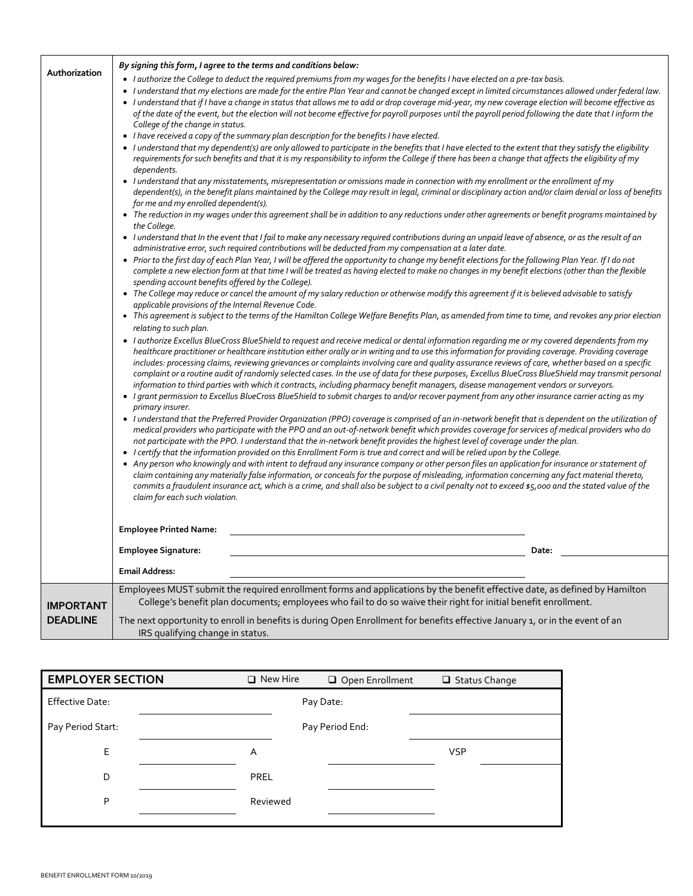| | |
|---|---|
| **Authorization** | ***By signing this form, I agree to the terms and conditions below:*** |

- *I authorize the College to deduct the required premiums from my wages for the benefits I have elected on a pre-tax basis.*
- *I understand that my elections are made for the entire Plan Year and cannot be changed except in limited circumstances allowed under federal law.*
- *I understand that if I have a change in status that allows me to add or drop coverage mid-year, my new coverage election will become effective as of the date of the event, but the election will not become effective for payroll purposes until the payroll period following the date that I inform the College of the change in status.*
- *I have received a copy of the summary plan description for the benefits I have elected.*
- *I understand that my dependent(s) are only allowed to participate in the benefits that I have elected to the extent that they satisfy the eligibility requirements for such benefits and that it is my responsibility to inform the College if there has been a change that affects the eligibility of my dependents.*
- *I understand that any misstatements, misrepresentation or omissions made in connection with my enrollment or the enrollment of my dependent(s), in the benefit plans maintained by the College may result in legal, criminal or disciplinary action and/or claim denial or loss of benefits for me and my enrolled dependent(s).*
- *The reduction in my wages under this agreement shall be in addition to any reductions under other agreements or benefit programs maintained by the College.*
- *I understand that In the event that I fail to make any necessary required contributions during an unpaid leave of absence, or as the result of an administrative error, such required contributions will be deducted from my compensation at a later date.*
- *Prior to the first day of each Plan Year, I will be offered the opportunity to change my benefit elections for the following Plan Year. If I do not complete a new election form at that time I will be treated as having elected to make no changes in my benefit elections (other than the flexible spending account benefits offered by the College).*
- *The College may reduce or cancel the amount of my salary reduction or otherwise modify this agreement if it is believed advisable to satisfy applicable provisions of the Internal Revenue Code.*
- *This agreement is subject to the terms of the Hamilton College Welfare Benefits Plan, as amended from time to time, and revokes any prior election relating to such plan.*
- *I authorize Excellus BlueCross BlueShield to request and receive medical or dental information regarding me or my covered dependents from my healthcare practitioner or healthcare institution either orally or in writing and to use this information for providing coverage. Providing coverage includes: processing claims, reviewing grievances or complaints involving care and quality assurance reviews of care, whether based on a specific complaint or a routine audit of randomly selected cases. In the use of data for these purposes, Excellus BlueCross BlueShield may transmit personal information to third parties with which it contracts, including pharmacy benefit managers, disease management vendors or surveyors.*
- *I grant permission to Excellus BlueCross BlueShield to submit charges to and/or recover payment from any other insurance carrier acting as my primary insurer.*
- *I understand that the Preferred Provider Organization (PPO) coverage is comprised of an in-network benefit that is dependent on the utilization of medical providers who participate with the PPO and an out-of-network benefit which provides coverage for services of medical providers who do not participate with the PPO. I understand that the in-network benefit provides the highest level of coverage under the plan.*
- *I certify that the information provided on this Enrollment Form is true and correct and will be relied upon by the College.*
- *Any person who knowingly and with intent to defraud any insurance company or other person files an application for insurance or statement of claim containing any materially false information, or conceals for the purpose of misleading, information concerning any fact material thereto, commits a fraudulent insurance act, which is a crime, and shall also be subject to a civil penalty not to exceed $5,000 and the stated value of the claim for each such violation.*

**Employee Printed Name:** ______________________

**Employee Signature:** ______________________ **Date:** __________

**Email Address:** ______________________

| | |
|---|---|
| **IMPORTANT DEADLINE** | Employees MUST submit the required enrollment forms and applications by the benefit effective date, as defined by Hamilton College's benefit plan documents; employees who fail to do so waive their right for initial benefit enrollment.<br><br>The next opportunity to enroll in benefits is during Open Enrollment for benefits effective January 1, or in the event of an IRS qualifying change in status. |

| **EMPLOYER SECTION** | | ☐ New Hire | ☐ Open Enrollment | ☐ Status Change | |
|---|---|---|---|---|---|
| Effective Date: | | | Pay Date: | | |
| Pay Period Start: | | | Pay Period End: | | |
| E | | A | | VSP | |
| D | | PREL | | | |
| P | | Reviewed | | | |

BENEFIT ENROLLMENT FORM 10/2019